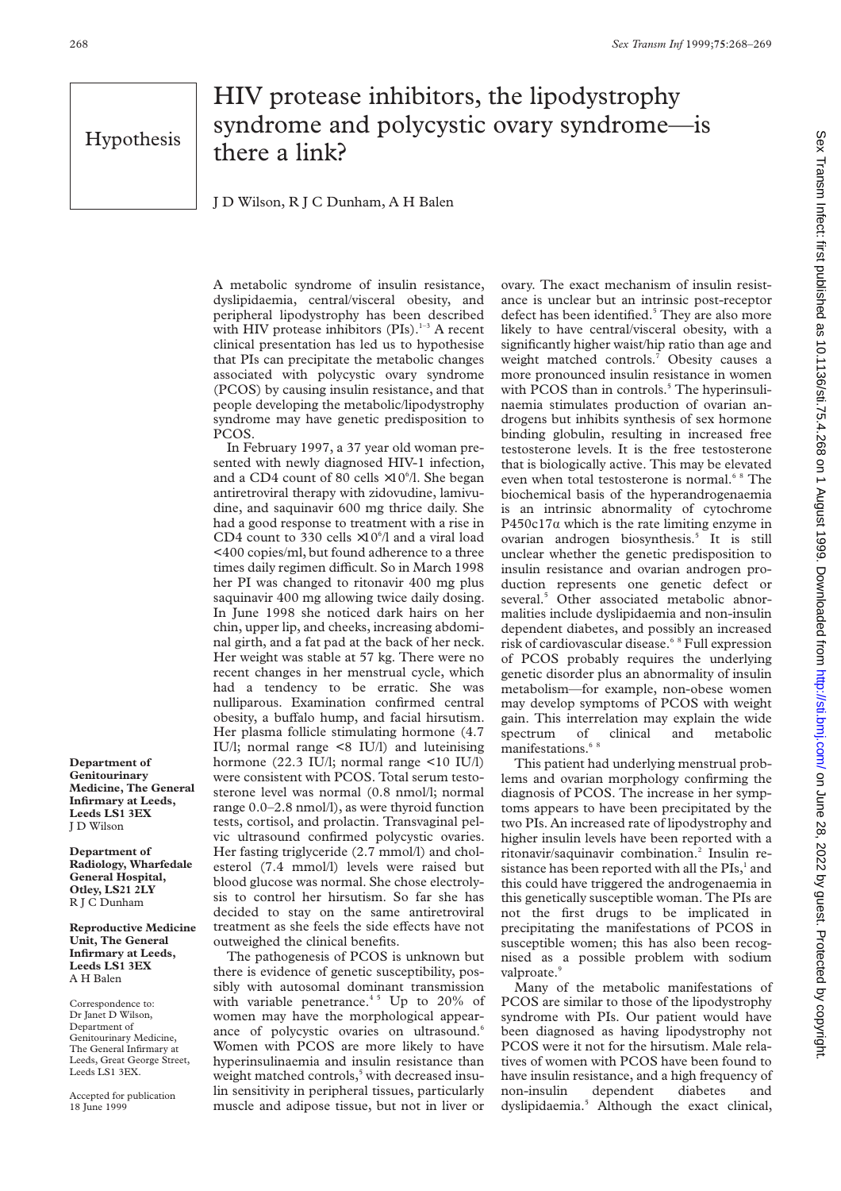Hypothesis

# HIV protease inhibitors, the lipodystrophy syndrome and polycystic ovary syndrome—is there a link?

J D Wilson, R J C Dunham, A H Balen

A metabolic syndrome of insulin resistance, dyslipidaemia, central/visceral obesity, and peripheral lipodystrophy has been described with HIV protease inhibitors (PIs).[1–3] A recent clinical presentation has led us to hypothesise that PIs can precipitate the metabolic changes associated with polycystic ovary syndrome (PCOS) by causing insulin resistance, and that people developing the metabolic/lipodystrophy syndrome may have genetic predisposition to PCOS.

In February 1997, a 37 year old woman presented with newly diagnosed HIV-1 infection, and a CD4 count of 80 cells $\times 10^6$/l. She began antiretroviral therapy with zidovudine, lamivudine, and saquinavir 600 mg thrice daily. She had a good response to treatment with a rise in CD4 count to 330 cells $\times 10^6$/l and a viral load <400 copies/ml, but found adherence to a three times daily regimen difficult. So in March 1998 her PI was changed to ritonavir 400 mg plus saquinavir 400 mg allowing twice daily dosing. In June 1998 she noticed dark hairs on her chin, upper lip, and cheeks, increasing abdominal girth, and a fat pad at the back of her neck. Her weight was stable at 57 kg. There were no recent changes in her menstrual cycle, which had a tendency to be erratic. She was nulliparous. Examination confirmed central obesity, a buffalo hump, and facial hirsutism. Her plasma follicle stimulating hormone (4.7 IU/l; normal range <8 IU/l) and luteinising hormone (22.3 IU/l; normal range <10 IU/l) were consistent with PCOS. Total serum testosterone level was normal (0.8 nmol/l; normal range 0.0–2.8 nmol/l), as were thyroid function tests, cortisol, and prolactin. Transvaginal pelvic ultrasound confirmed polycystic ovaries. Her fasting triglyceride (2.7 mmol/l) and cholesterol (7.4 mmol/l) levels were raised but blood glucose was normal. She chose electrolysis to control her hirsutism. So far she has decided to stay on the same antiretroviral treatment as she feels the side effects have not outweighed the clinical benefits.

The pathogenesis of PCOS is unknown but there is evidence of genetic susceptibility, possibly with autosomal dominant transmission with variable penetrance.[4,5] Up to 20% of women may have the morphological appearance of polycystic ovaries on ultrasound.[6] Women with PCOS are more likely to have hyperinsulinaemia and insulin resistance than weight matched controls,[5] with decreased insulin sensitivity in peripheral tissues, particularly muscle and adipose tissue, but not in liver or ovary. The exact mechanism of insulin resistance is unclear but an intrinsic post-receptor defect has been identified.[5] They are also more likely to have central/visceral obesity, with a significantly higher waist/hip ratio than age and weight matched controls.[7] Obesity causes a more pronounced insulin resistance in women with PCOS than in controls.[5] The hyperinsulinaemia stimulates production of ovarian androgens but inhibits synthesis of sex hormone binding globulin, resulting in increased free testosterone levels. It is the free testosterone that is biologically active. This may be elevated even when total testosterone is normal.[6,8] The biochemical basis of the hyperandrogenaemia is an intrinsic abnormality of cytochrome P450c17α which is the rate limiting enzyme in ovarian androgen biosynthesis.[5] It is still unclear whether the genetic predisposition to insulin resistance and ovarian androgen production represents one genetic defect or several.[5] Other associated metabolic abnormalities include dyslipidaemia and non-insulin dependent diabetes, and possibly an increased risk of cardiovascular disease.[6,8] Full expression of PCOS probably requires the underlying genetic disorder plus an abnormality of insulin metabolism—for example, non-obese women may develop symptoms of PCOS with weight gain. This interrelation may explain the wide spectrum of clinical and metabolic manifestations.[6,8]

This patient had underlying menstrual problems and ovarian morphology confirming the diagnosis of PCOS. The increase in her symptoms appears to have been precipitated by the two PIs. An increased rate of lipodystrophy and higher insulin levels have been reported with a ritonavir/saquinavir combination.[2] Insulin resistance has been reported with all the PIs,[1] and this could have triggered the androgenaemia in this genetically susceptible woman. The PIs are not the first drugs to be implicated in precipitating the manifestations of PCOS in susceptible women; this has also been recognised as a possible problem with sodium valproate.[9]

Many of the metabolic manifestations of PCOS are similar to those of the lipodystrophy syndrome with PIs. Our patient would have been diagnosed as having lipodystrophy not PCOS were it not for the hirsutism. Male relatives of women with PCOS have been found to have insulin resistance, and a high frequency of non-insulin dependent diabetes and dyslipidaemia.[5] Although the exact clinical,

**Department of Genitourinary Medicine, The General Infirmary at Leeds, Leeds LS1 3EX**
J D Wilson

**Department of Radiology, Wharfedale General Hospital, Otley, LS21 2LY**
R J C Dunham

**Reproductive Medicine Unit, The General Infirmary at Leeds, Leeds LS1 3EX**
A H Balen

Correspondence to: Dr Janet D Wilson, Department of Genitourinary Medicine, The General Infirmary at Leeds, Great George Street, Leeds LS1 3EX.

Accepted for publication 18 June 1999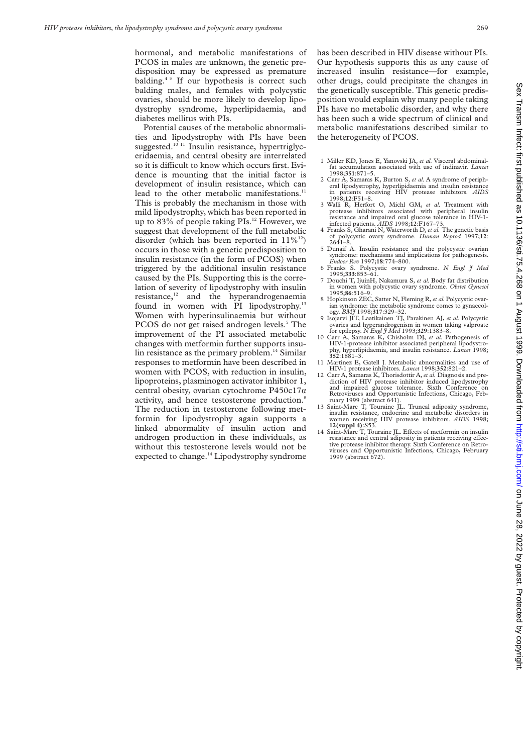hormonal, and metabolic manifestations of PCOS in males are unknown, the genetic predisposition may be expressed as premature balding.[4 5] If our hypothesis is correct such balding males, and females with polycystic ovaries, should be more likely to develop lipodystrophy syndrome, hyperlipidaemia, and diabetes mellitus with PIs.

Potential causes of the metabolic abnormalities and lipodystrophy with PIs have been suggested.[10 11] Insulin resistance, hypertriglyceridaemia, and central obesity are interrelated so it is difficult to know which occurs first. Evidence is mounting that the initial factor is development of insulin resistance, which can lead to the other metabolic manifestations.[11] This is probably the mechanism in those with mild lipodystrophy, which has been reported in up to 83% of people taking PIs.[12] However, we suggest that development of the full metabolic disorder (which has been reported in 11%[12]) occurs in those with a genetic predisposition to insulin resistance (in the form of PCOS) when triggered by the additional insulin resistance caused by the PIs. Supporting this is the correlation of severity of lipodystrophy with insulin resistance,[12] and the hyperandrogenaemia found in women with PI lipodystrophy.[13] Women with hyperinsulinaemia but without PCOS do not get raised androgen levels.[5] The improvement of the PI associated metabolic changes with metformin further supports insulin resistance as the primary problem.[14] Similar responses to metformin have been described in women with PCOS, with reduction in insulin, lipoproteins, plasminogen activator inhibitor 1, central obesity, ovarian cytochrome P450c17$\alpha$ activity, and hence testosterone production.[8] The reduction in testosterone following metformin for lipodystrophy again supports a linked abnormality of insulin action and androgen production in these individuals, as without this testosterone levels would not be expected to change.[14] Lipodystrophy syndrome has been described in HIV disease without PIs. Our hypothesis supports this as any cause of increased insulin resistance—for example, other drugs, could precipitate the changes in the genetically susceptible. This genetic predisposition would explain why many people taking PIs have no metabolic disorder, and why there has been such a wide spectrum of clinical and metabolic manifestations described similar to the heterogeneity of PCOS.

1. Miller KD, Jones E, Yanovski JA, *et al.* Visceral abdominal-fat accumulation associated with use of indinavir. *Lancet* 1998;**351**:871–5.
2. Carr A, Samaras K, Burton S, *et al.* A syndrome of peripheral lipodystrophy, hyperlipidaemia and insulin resistance in patients receiving HIV protease inhibitors. *AIDS* 1998;**12**:F51–8.
3. Walli R, Herfort O, Michl GM, *et al.* Treatment with protease inhibitors associated with peripheral insulin resistance and impaired oral glucose tolerance in HIV-1-infected patients. *AIDS* 1998;**12**:F167–73.
4. Franks S, Gharani N, Waterworth D, *et al.* The genetic basis of polycystic ovary syndrome. *Human Reprod* 1997;**12**:2641–8.
5. Dunaif A. Insulin resistance and the polycystic ovarian syndrome: mechanisms and implications for pathogenesis. *Endocr Rev* 1997;**18**:774–800.
6. Franks S. Polycystic ovary syndrome. *N Engl J Med* 1995;**333**:853–61.
7. Douchi T, IjuinH, Nakamura S, *et al.* Body fat distribution in women with polycystic ovary syndrome. *Obstet Gynecol* 1995;**86**:516–9.
8. Hopkinson ZEC, Satter N, Fleming R, *et al.* Polycystic ovarian syndrome: the metabolic syndrome comes to gynaecology. *BMJ* 1998;**317**:329–32.
9. Isojarvi JIT, Laatikainen TJ, Parakinen AJ, *et al.* Polycystic ovaries and hyperandrogenism in women taking valproate for epilepsy. *N Engl J Med* 1993;**329**:1383–8.
10. Carr A, Samaras K, Chisholm DJ, *et al.* Pathogenesis of HIV-1-protease inhibitor associated peripheral lipodystrophy, hyperlipidaemia, and insulin resistance. *Lancet* 1998; **352**:1881–3.
11. Martinez E, Gatell J. Metabolic abnormalities and use of HIV-1 protease inhibitors. *Lancet* 1998;**352**:821–2.
12. Carr A, Samaras K, Thorisdottir A, *et al.* Diagnosis and prediction of HIV protease inhibitor induced lipodystrophy and impaired glucose tolerance. Sixth Conference on Retroviruses and Opportunistic Infections, Chicago, February 1999 (abstract 641).
13. Saint-Marc T, Touraine JL. Truncal adiposity syndrome, insulin resistance, endocrine and metabolic disorders in women receiving HIV protease inhibitors. *AIDS* 1998; **12(suppl 4)**:S53.
14. Saint-Marc T, Touraine JL. Effects of metformin on insulin resistance and central adiposity in patients receiving effective protease inhibitor therapy. Sixth Conference on Retroviruses and Opportunistic Infections, Chicago, February 1999 (abstract 672).